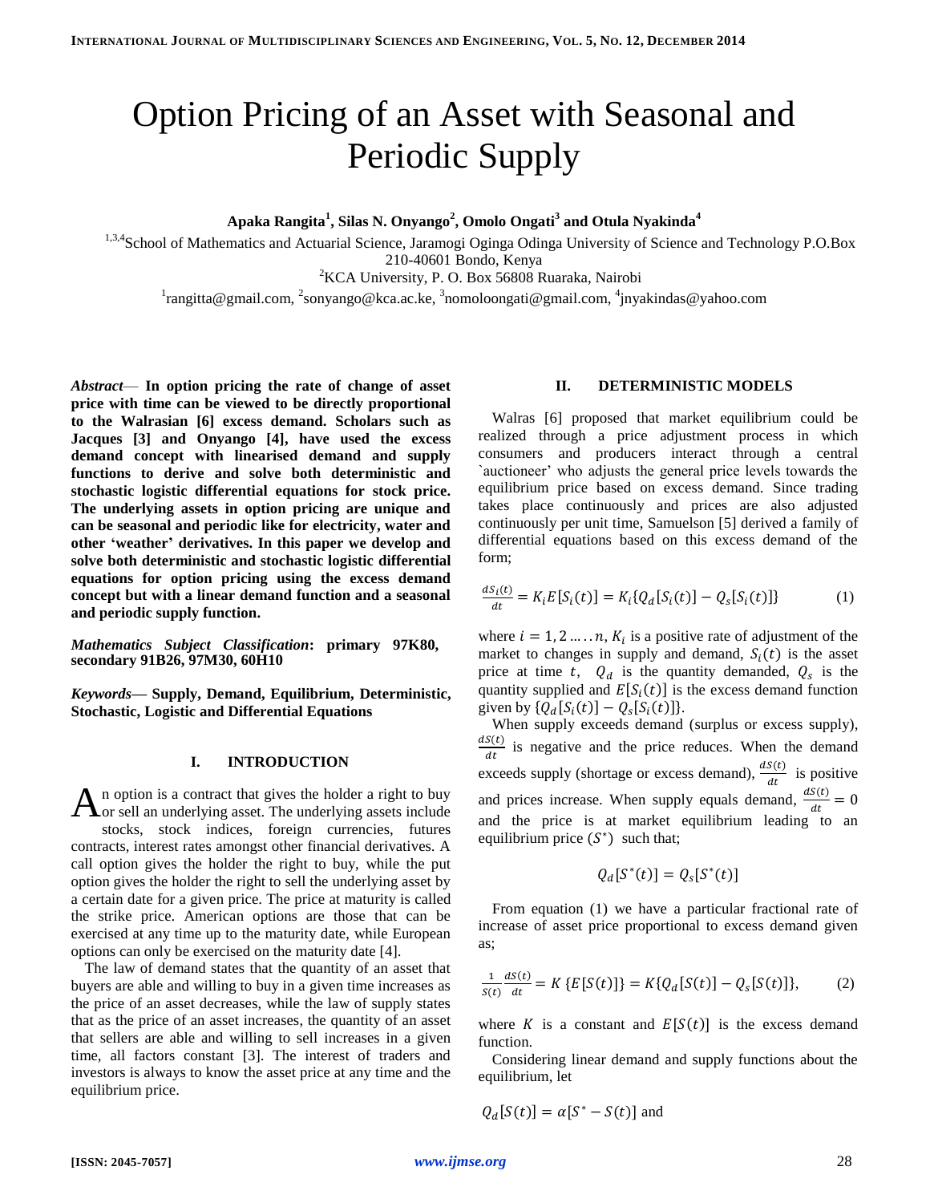# Option Pricing of an Asset with Seasonal and Periodic Supply

**Apaka Rangita[1], Silas N. Onyango[2], Omolo Ongati[3] and Otula Nyakinda[4]**

[1,3,4]School of Mathematics and Actuarial Science, Jaramogi Oginga Odinga University of Science and Technology P.O.Box 210-40601 Bondo, Kenya

[2]KCA University, P. O. Box 56808 Ruaraka, Nairobi

[1]rangitta@gmail.com, [2]sonyango@kca.ac.ke, [3]nomoloongati@gmail.com, [4]jnyakindas@yahoo.com

***Abstract*— In option pricing the rate of change of asset price with time can be viewed to be directly proportional to the Walrasian [6] excess demand. Scholars such as Jacques [3] and Onyango [4], have used the excess demand concept with linearised demand and supply functions to derive and solve both deterministic and stochastic logistic differential equations for stock price. The underlying assets in option pricing are unique and can be seasonal and periodic like for electricity, water and other 'weather' derivatives. In this paper we develop and solve both deterministic and stochastic logistic differential equations for option pricing using the excess demand concept but with a linear demand function and a seasonal and periodic supply function.**

***Mathematics Subject Classification*: primary 97K80, secondary 91B26, 97M30, 60H10**

***Keywords*— Supply, Demand, Equilibrium, Deterministic, Stochastic, Logistic and Differential Equations**

## I. INTRODUCTION

An option is a contract that gives the holder a right to buy or sell an underlying asset. The underlying assets include stocks, stock indices, foreign currencies, futures contracts, interest rates amongst other financial derivatives. A call option gives the holder the right to buy, while the put option gives the holder the right to sell the underlying asset by a certain date for a given price. The price at maturity is called the strike price. American options are those that can be exercised at any time up to the maturity date, while European options can only be exercised on the maturity date [4].

The law of demand states that the quantity of an asset that buyers are able and willing to buy in a given time increases as the price of an asset decreases, while the law of supply states that as the price of an asset increases, the quantity of an asset that sellers are able and willing to sell increases in a given time, all factors constant [3]. The interest of traders and investors is always to know the asset price at any time and the equilibrium price.

## II. DETERMINISTIC MODELS

Walras [6] proposed that market equilibrium could be realized through a price adjustment process in which consumers and producers interact through a central `auctioneer' who adjusts the general price levels towards the equilibrium price based on excess demand. Since trading takes place continuously and prices are also adjusted continuously per unit time, Samuelson [5] derived a family of differential equations based on this excess demand of the form;

$$\frac{dS_i(t)}{dt} = K_i E[S_i(t)] = K_i\{Q_d[S_i(t)] - Q_s[S_i(t)]\} \qquad (1)$$

where $i = 1, 2 \ldots\ldots n$, $K_i$ is a positive rate of adjustment of the market to changes in supply and demand, $S_i(t)$ is the asset price at time $t$, $Q_d$ is the quantity demanded, $Q_s$ is the quantity supplied and $E[S_i(t)]$ is the excess demand function given by $\{Q_d[S_i(t)] - Q_s[S_i(t)]\}$.

When supply exceeds demand (surplus or excess supply), $\frac{dS(t)}{dt}$ is negative and the price reduces. When the demand exceeds supply (shortage or excess demand), $\frac{dS(t)}{dt}$ is positive and prices increase. When supply equals demand, $\frac{dS(t)}{dt} = 0$ and the price is at market equilibrium leading to an equilibrium price $(S^*)$ such that;

$$Q_d[S^*(t)] = Q_s[S^*(t)]$$

From equation (1) we have a particular fractional rate of increase of asset price proportional to excess demand given as;

$$\frac{1}{S(t)}\frac{dS(t)}{dt} = K\,\{E[S(t)]\} = K\{Q_d[S(t)] - Q_s[S(t)]\}, \qquad (2)$$

where $K$ is a constant and $E[S(t)]$ is the excess demand function.

Considering linear demand and supply functions about the equilibrium, let

$Q_d[S(t)] = \alpha[S^* - S(t)]$ and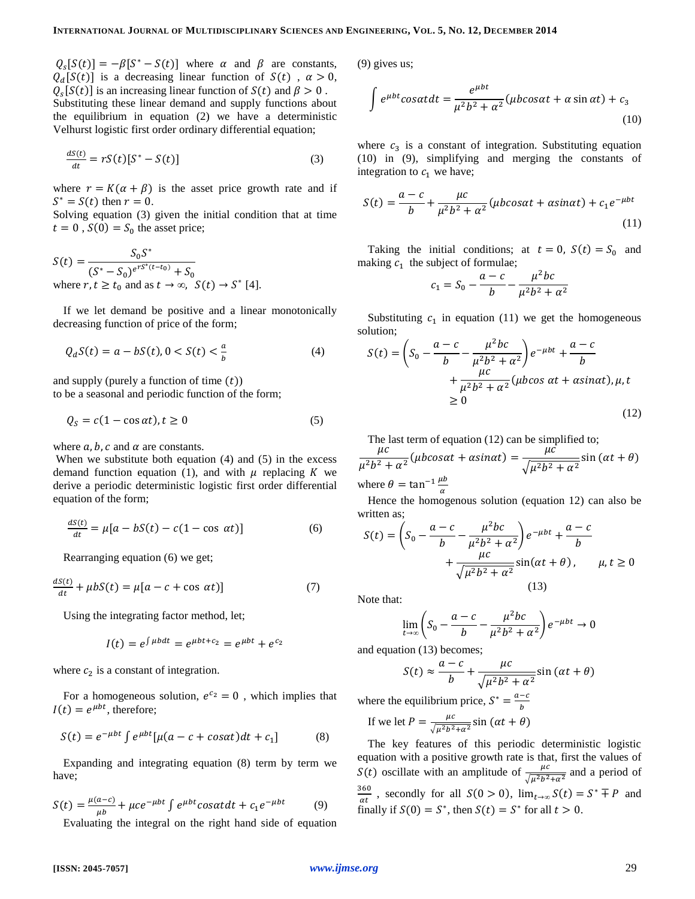$Q_s[S(t)] = -\beta[S^* - S(t)]$ where $\alpha$ and $\beta$ are constants, $Q_d[S(t)]$ is a decreasing linear function of $S(t)$ , $\alpha > 0$, $Q_s[S(t)]$ is an increasing linear function of $S(t)$ and $\beta > 0$ . Substituting these linear demand and supply functions about the equilibrium in equation (2) we have a deterministic Velhurst logistic first order ordinary differential equation;

$$\frac{dS(t)}{dt} = rS(t)[S^* - S(t)] \tag{3}$$

where $r = K(\alpha + \beta)$ is the asset price growth rate and if $S^* = S(t)$ then $r = 0$.
Solving equation (3) given the initial condition that at time $t = 0$ , $S(0) = S_0$ the asset price;

$$S(t) = \frac{S_0 S^*}{(S^* - S_0)^{e^{rS^*(t-t_0)}} + S_0}$$

where $r, t \geq t_0$ and as $t \to \infty$, $S(t) \to S^*$ [4].

If we let demand be positive and a linear monotonically decreasing function of price of the form;

$$Q_d S(t) = a - bS(t), 0 < S(t) < \frac{a}{b} \tag{4}$$

and supply (purely a function of time $(t)$)
to be a seasonal and periodic function of the form;

$$Q_S = c(1 - \cos\alpha t), t \geq 0 \tag{5}$$

where $a, b, c$ and $\alpha$ are constants.
When we substitute both equation (4) and (5) in the excess demand function equation (1), and with $\mu$ replacing $K$ we derive a periodic deterministic logistic first order differential equation of the form;

$$\frac{dS(t)}{dt} = \mu[a - bS(t) - c(1 - \cos\ \alpha t)] \tag{6}$$

Rearranging equation (6) we get;

$$\frac{dS(t)}{dt} + \mu bS(t) = \mu[a - c + \cos\ \alpha t)] \tag{7}$$

Using the integrating factor method, let;

$$I(t) = e^{\int \mu b dt} = e^{\mu bt + c_2} = e^{\mu bt} + e^{c_2}$$

where $c_2$ is a constant of integration.

For a homogeneous solution, $e^{c_2} = 0$ , which implies that $I(t) = e^{\mu bt}$, therefore;

$$S(t) = e^{-\mu bt} \int e^{\mu bt}[\mu(a - c + cos\alpha t)dt + c_1] \tag{8}$$

Expanding and integrating equation (8) term by term we have;

$$S(t) = \frac{\mu(a-c)}{\mu b} + \mu c e^{-\mu bt} \int e^{\mu bt} cos\alpha t dt + c_1 e^{-\mu bt} \tag{9}$$

Evaluating the integral on the right hand side of equation (9) gives us;

$$\int e^{\mu bt} cos\alpha t dt = \frac{e^{\mu bt}}{\mu^2 b^2 + \alpha^2}(\mu b cos\alpha t + \alpha \sin\alpha t) + c_3 \tag{10}$$

where $c_3$ is a constant of integration. Substituting equation (10) in (9), simplifying and merging the constants of integration to $c_1$ we have;

$$S(t) = \frac{a-c}{b} + \frac{\mu c}{\mu^2 b^2 + \alpha^2}(\mu b cos\alpha t + \alpha sin\alpha t) + c_1 e^{-\mu bt} \tag{11}$$

Taking the initial conditions; at $t = 0$, $S(t) = S_0$ and making $c_1$ the subject of formulae;

$$c_1 = S_0 - \frac{a-c}{b} - \frac{\mu^2 bc}{\mu^2 b^2 + \alpha^2}$$

Substituting $c_1$ in equation (11) we get the homogeneous solution;

$$S(t) = \left(S_0 - \frac{a-c}{b} - \frac{\mu^2 bc}{\mu^2 b^2 + \alpha^2}\right)e^{-\mu bt} + \frac{a-c}{b} + \frac{\mu c}{\mu^2 b^2 + \alpha^2}(\mu b cos\ \alpha t + \alpha sin\alpha t), \mu, t \geq 0 \tag{12}$$

The last term of equation (12) can be simplified to;

$$\frac{\mu c}{\mu^2 b^2 + \alpha^2}(\mu b cos\alpha t + \alpha sin\alpha t) = \frac{\mu c}{\sqrt{\mu^2 b^2 + \alpha^2}}\sin(\alpha t + \theta)$$

where $\theta = \tan^{-1}\frac{\mu b}{\alpha}$

Hence the homogenous solution (equation 12) can also be written as;

$$S(t) = \left(S_0 - \frac{a-c}{b} - \frac{\mu^2 bc}{\mu^2 b^2 + \alpha^2}\right)e^{-\mu bt} + \frac{a-c}{b} + \frac{\mu c}{\sqrt{\mu^2 b^2 + \alpha^2}}\sin(\alpha t + \theta), \qquad \mu, t \geq 0 \tag{13}$$

Note that:

$$\lim_{t\to\infty}\left(S_0 - \frac{a-c}{b} - \frac{\mu^2 bc}{\mu^2 b^2 + \alpha^2}\right)e^{-\mu bt} \to 0$$

and equation (13) becomes;

$$S(t) \approx \frac{a-c}{b} + \frac{\mu c}{\sqrt{\mu^2 b^2 + \alpha^2}}\sin(\alpha t + \theta)$$

where the equilibrium price, $S^* = \frac{a-c}{b}$

If we let $P = \frac{\mu c}{\sqrt{\mu^2 b^2 + \alpha^2}}\sin(\alpha t + \theta)$

The key features of this periodic deterministic logistic equation with a positive growth rate is that, first the values of $S(t)$ oscillate with an amplitude of $\frac{\mu c}{\sqrt{\mu^2 b^2 + \alpha^2}}$ and a period of $\frac{360}{\alpha t}$ , secondly for all $S(0 > 0)$, $\lim_{t\to\infty} S(t) = S^* \mp P$ and finally if $S(0) = S^*$, then $S(t) = S^*$ for all $t > 0$.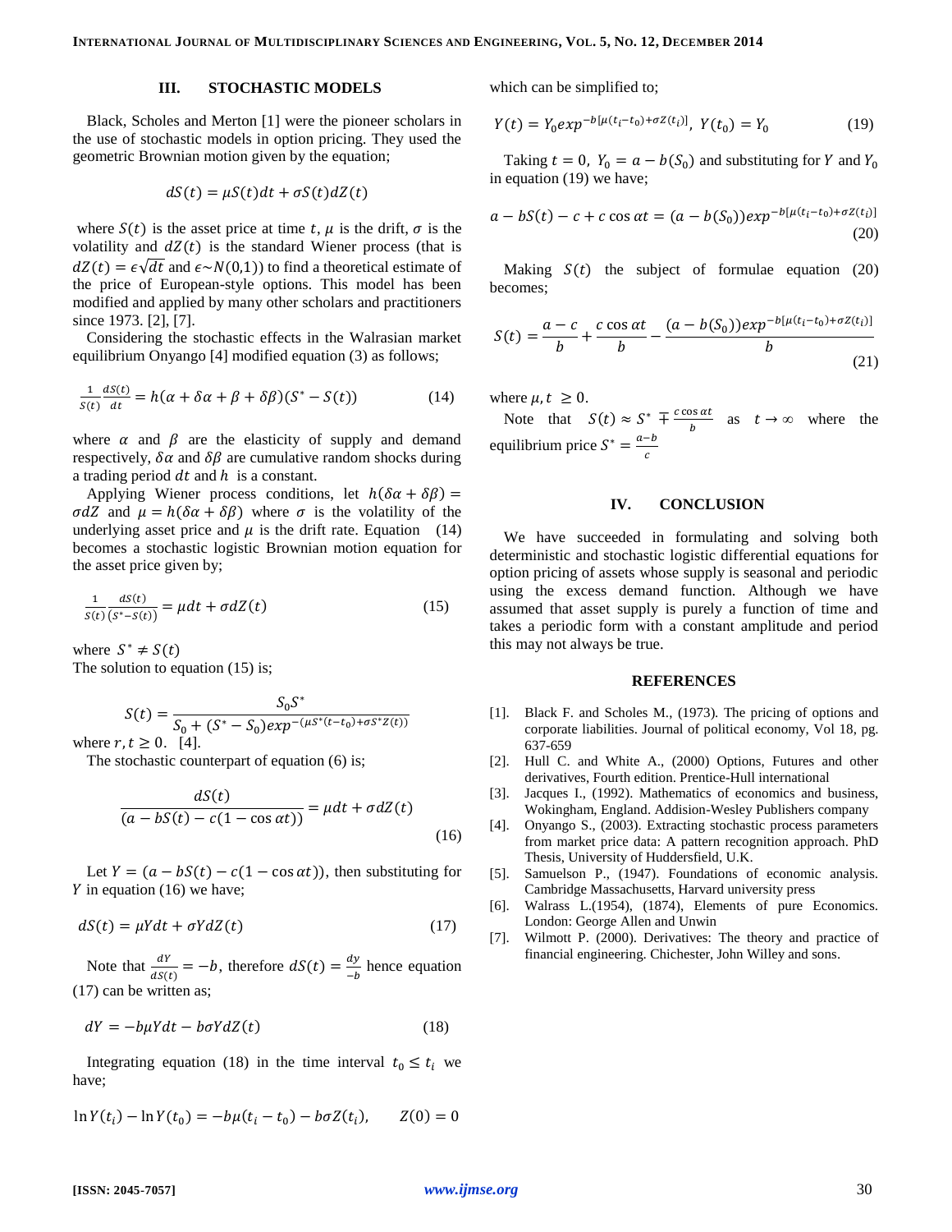## III. STOCHASTIC MODELS

Black, Scholes and Merton [1] were the pioneer scholars in the use of stochastic models in option pricing. They used the geometric Brownian motion given by the equation;

$$dS(t) = \mu S(t)dt + \sigma S(t)dZ(t)$$

where $S(t)$ is the asset price at time $t$, $\mu$ is the drift, $\sigma$ is the volatility and $dZ(t)$ is the standard Wiener process (that is $dZ(t) = \epsilon\sqrt{dt}$ and $\epsilon \sim N(0,1)$) to find a theoretical estimate of the price of European-style options. This model has been modified and applied by many other scholars and practitioners since 1973. [2], [7].

Considering the stochastic effects in the Walrasian market equilibrium Onyango [4] modified equation (3) as follows;

$$\frac{1}{S(t)}\frac{dS(t)}{dt} = h(\alpha + \delta\alpha + \beta + \delta\beta)(S^* - S(t)) \tag{14}$$

where $\alpha$ and $\beta$ are the elasticity of supply and demand respectively, $\delta\alpha$ and $\delta\beta$ are cumulative random shocks during a trading period $dt$ and $h$ is a constant.

Applying Wiener process conditions, let $h(\delta\alpha + \delta\beta) = \sigma dZ$ and $\mu = h(\delta\alpha + \delta\beta)$ where $\sigma$ is the volatility of the underlying asset price and $\mu$ is the drift rate. Equation (14) becomes a stochastic logistic Brownian motion equation for the asset price given by;

$$\frac{1}{S(t)}\frac{dS(t)}{(S^* - S(t))} = \mu dt + \sigma dZ(t) \tag{15}$$

where $S^* \neq S(t)$

The solution to equation (15) is;

$$S(t) = \frac{S_0 S^*}{S_0 + (S^* - S_0)exp^{-(\mu S^*(t-t_0) + \sigma S^* Z(t))}}$$

where $r, t \geq 0$. [4].

The stochastic counterpart of equation (6) is;

$$\frac{dS(t)}{(a - bS(t) - c(1 - \cos\alpha t))} = \mu dt + \sigma dZ(t) \tag{16}$$

Let $Y = (a - bS(t) - c(1 - \cos\alpha t))$, then substituting for $Y$ in equation (16) we have;

$$dS(t) = \mu Y dt + \sigma Y dZ(t) \tag{17}$$

Note that $\frac{dY}{dS(t)} = -b$, therefore $dS(t) = \frac{dy}{-b}$ hence equation (17) can be written as;

$$dY = -b\mu Y dt - b\sigma Y dZ(t) \tag{18}$$

Integrating equation (18) in the time interval $t_0 \leq t_i$ we have;

$$\ln Y(t_i) - \ln Y(t_0) = -b\mu(t_i - t_0) - b\sigma Z(t_i), \qquad Z(0) = 0$$

which can be simplified to;

$$Y(t) = Y_0 exp^{-b[\mu(t_i - t_0) + \sigma Z(t_i)]}, \; Y(t_0) = Y_0 \tag{19}$$

Taking $t = 0$, $Y_0 = a - b(S_0)$ and substituting for $Y$ and $Y_0$ in equation (19) we have;

$$a - bS(t) - c + c\cos\alpha t = (a - b(S_0))exp^{-b[\mu(t_i - t_0) + \sigma Z(t_i)]} \tag{20}$$

Making $S(t)$ the subject of formulae equation (20) becomes;

$$S(t) = \frac{a - c}{b} + \frac{c\cos\alpha t}{b} - \frac{(a - b(S_0))exp^{-b[\mu(t_i - t_0) + \sigma Z(t_i)]}}{b} \tag{21}$$

where $\mu, t \geq 0$.

Note that $S(t) \approx S^* \mp \frac{c\cos\alpha t}{b}$ as $t \to \infty$ where the equilibrium price $S^* = \frac{a-b}{c}$

## IV. CONCLUSION

We have succeeded in formulating and solving both deterministic and stochastic logistic differential equations for option pricing of assets whose supply is seasonal and periodic using the excess demand function. Although we have assumed that asset supply is purely a function of time and takes a periodic form with a constant amplitude and period this may not always be true.

## REFERENCES

[1]. Black F. and Scholes M., (1973). The pricing of options and corporate liabilities. Journal of political economy, Vol 18, pg. 637-659

[2]. Hull C. and White A., (2000) Options, Futures and other derivatives, Fourth edition. Prentice-Hull international

[3]. Jacques I., (1992). Mathematics of economics and business, Wokingham, England. Addision-Wesley Publishers company

[4]. Onyango S., (2003). Extracting stochastic process parameters from market price data: A pattern recognition approach. PhD Thesis, University of Huddersfield, U.K.

[5]. Samuelson P., (1947). Foundations of economic analysis. Cambridge Massachusetts, Harvard university press

[6]. Walrass L.(1954), (1874), Elements of pure Economics. London: George Allen and Unwin

[7]. Wilmott P. (2000). Derivatives: The theory and practice of financial engineering. Chichester, John Willey and sons.